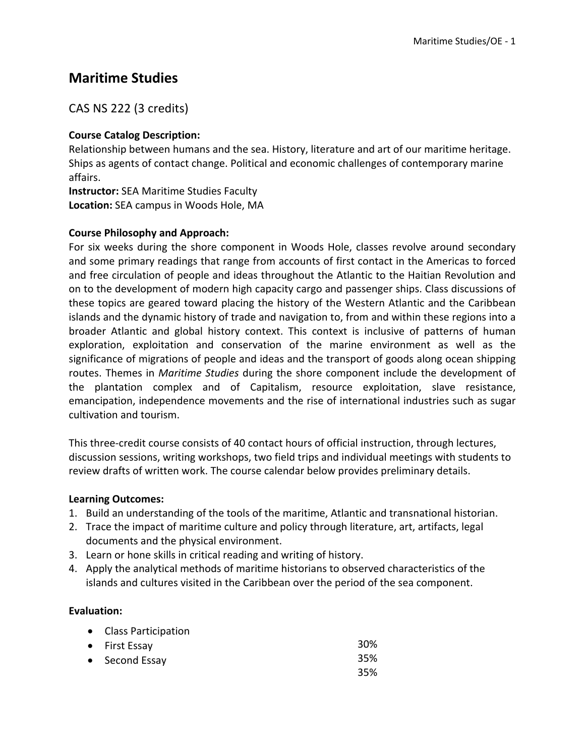# Maritime Studies

## CAS NS 222 (3 credits)

**Course Catalog Description:**
Relationship between humans and the sea. History, literature and art of our maritime heritage. Ships as agents of contact change. Political and economic challenges of contemporary marine affairs.
**Instructor:** SEA Maritime Studies Faculty
**Location:** SEA campus in Woods Hole, MA

**Course Philosophy and Approach:**
For six weeks during the shore component in Woods Hole, classes revolve around secondary and some primary readings that range from accounts of first contact in the Americas to forced and free circulation of people and ideas throughout the Atlantic to the Haitian Revolution and on to the development of modern high capacity cargo and passenger ships. Class discussions of these topics are geared toward placing the history of the Western Atlantic and the Caribbean islands and the dynamic history of trade and navigation to, from and within these regions into a broader Atlantic and global history context. This context is inclusive of patterns of human exploration, exploitation and conservation of the marine environment as well as the significance of migrations of people and ideas and the transport of goods along ocean shipping routes. Themes in *Maritime Studies* during the shore component include the development of the plantation complex and of Capitalism, resource exploitation, slave resistance, emancipation, independence movements and the rise of international industries such as sugar cultivation and tourism.

This three-credit course consists of 40 contact hours of official instruction, through lectures, discussion sessions, writing workshops, two field trips and individual meetings with students to review drafts of written work. The course calendar below provides preliminary details.

**Learning Outcomes:**
1. Build an understanding of the tools of the maritime, Atlantic and transnational historian.
2. Trace the impact of maritime culture and policy through literature, art, artifacts, legal documents and the physical environment.
3. Learn or hone skills in critical reading and writing of history.
4. Apply the analytical methods of maritime historians to observed characteristics of the islands and cultures visited in the Caribbean over the period of the sea component.

**Evaluation:**
- Class Participation
- First Essay 30%
- Second Essay 35%

35%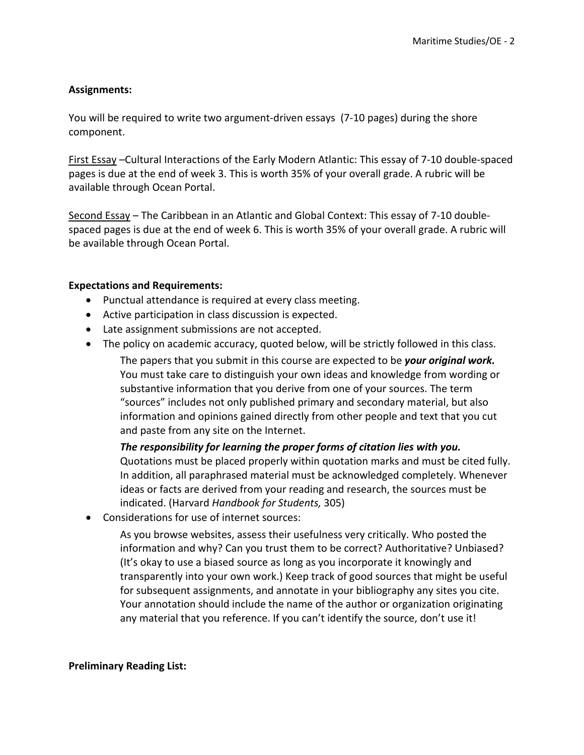**Assignments:**

You will be required to write two argument-driven essays  (7-10 pages) during the shore component.

First Essay –Cultural Interactions of the Early Modern Atlantic: This essay of 7-10 double-spaced pages is due at the end of week 3. This is worth 35% of your overall grade. A rubric will be available through Ocean Portal.

Second Essay – The Caribbean in an Atlantic and Global Context: This essay of 7-10 double-spaced pages is due at the end of week 6. This is worth 35% of your overall grade. A rubric will be available through Ocean Portal.

**Expectations and Requirements:**

- Punctual attendance is required at every class meeting.
- Active participation in class discussion is expected.
- Late assignment submissions are not accepted.
- The policy on academic accuracy, quoted below, will be strictly followed in this class.

  The papers that you submit in this course are expected to be ***your original work.*** You must take care to distinguish your own ideas and knowledge from wording or substantive information that you derive from one of your sources. The term "sources" includes not only published primary and secondary material, but also information and opinions gained directly from other people and text that you cut and paste from any site on the Internet.

  ***The responsibility for learning the proper forms of citation lies with you.*** Quotations must be placed properly within quotation marks and must be cited fully. In addition, all paraphrased material must be acknowledged completely. Whenever ideas or facts are derived from your reading and research, the sources must be indicated. (Harvard *Handbook for Students,* 305)

- Considerations for use of internet sources:

  As you browse websites, assess their usefulness very critically. Who posted the information and why? Can you trust them to be correct? Authoritative? Unbiased? (It's okay to use a biased source as long as you incorporate it knowingly and transparently into your own work.) Keep track of good sources that might be useful for subsequent assignments, and annotate in your bibliography any sites you cite. Your annotation should include the name of the author or organization originating any material that you reference. If you can't identify the source, don't use it!

**Preliminary Reading List:**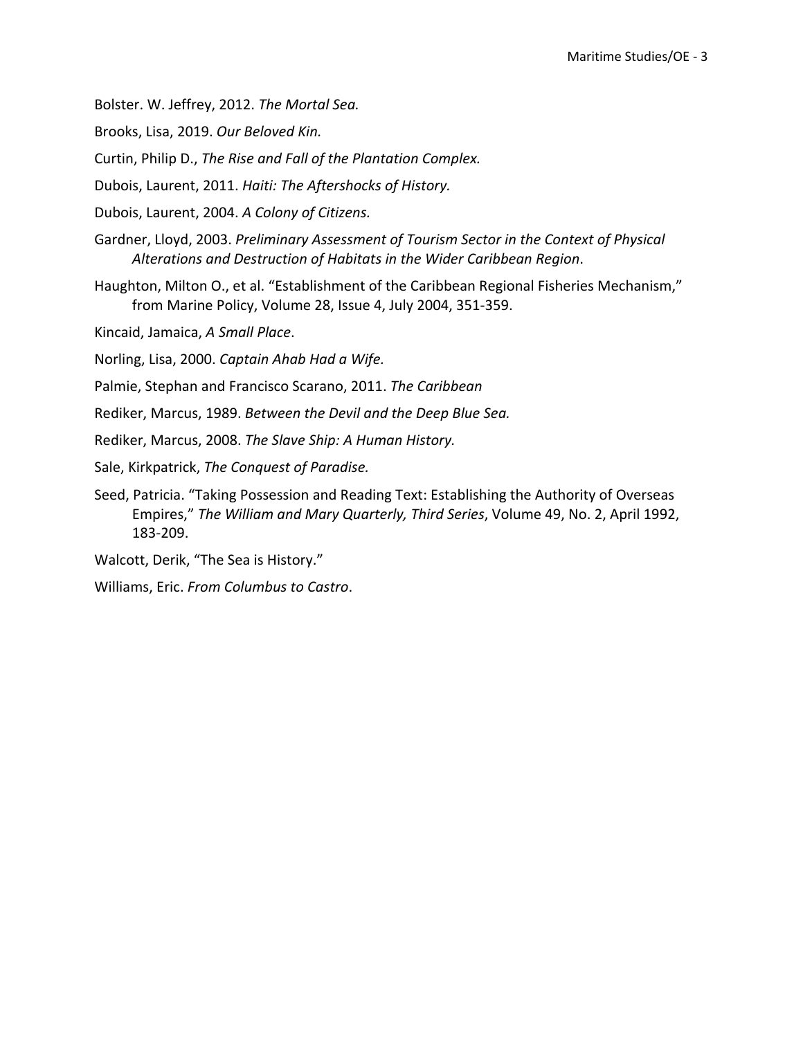Bolster. W. Jeffrey, 2012. *The Mortal Sea.*

Brooks, Lisa, 2019. *Our Beloved Kin.*

Curtin, Philip D., *The Rise and Fall of the Plantation Complex.*

Dubois, Laurent, 2011. *Haiti: The Aftershocks of History.*

Dubois, Laurent, 2004. *A Colony of Citizens.*

Gardner, Lloyd, 2003. *Preliminary Assessment of Tourism Sector in the Context of Physical Alterations and Destruction of Habitats in the Wider Caribbean Region*.

Haughton, Milton O., et al. "Establishment of the Caribbean Regional Fisheries Mechanism," from Marine Policy, Volume 28, Issue 4, July 2004, 351-359.

Kincaid, Jamaica, *A Small Place*.

Norling, Lisa, 2000. *Captain Ahab Had a Wife.*

Palmie, Stephan and Francisco Scarano, 2011. *The Caribbean*

Rediker, Marcus, 1989. *Between the Devil and the Deep Blue Sea.*

Rediker, Marcus, 2008. *The Slave Ship: A Human History.*

Sale, Kirkpatrick, *The Conquest of Paradise.*

Seed, Patricia. "Taking Possession and Reading Text: Establishing the Authority of Overseas Empires," *The William and Mary Quarterly, Third Series*, Volume 49, No. 2, April 1992, 183-209.

Walcott, Derik, "The Sea is History."

Williams, Eric. *From Columbus to Castro*.